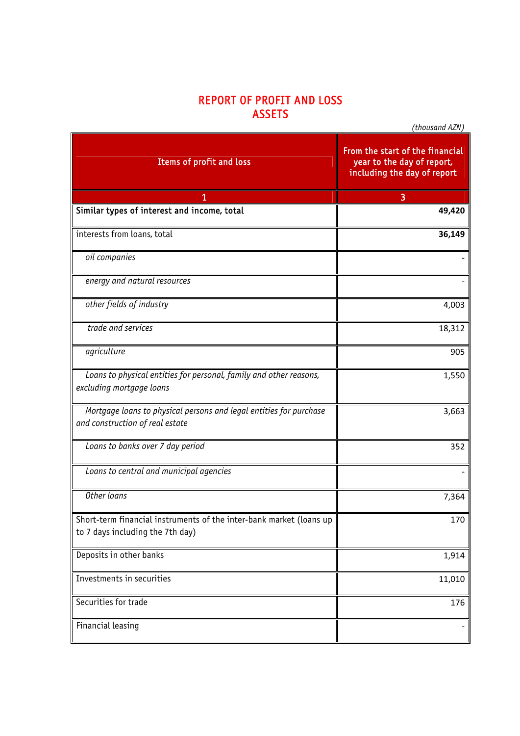# REPORT OF PROFIT AND LOSS
## ASSETS

*(thousand AZN)*

| Items of profit and loss | From the start of the financial year to the day of report, including the day of report |
|---|---|
| 1 | 3 |
| **Similar types of interest and income, total** | **49,420** |
| interests from loans, total | **36,149** |
| *oil companies* | - |
| *energy and natural resources* | - |
| *other fields of industry* | 4,003 |
| *trade and services* | 18,312 |
| *agriculture* | 905 |
| *Loans to physical entities for personal, family and other reasons, excluding mortgage loans* | 1,550 |
| *Mortgage loans to physical persons and legal entities for purchase and construction of real estate* | 3,663 |
| *Loans to banks over 7 day period* | 352 |
| *Loans to central and municipal agencies* | - |
| *Other loans* | 7,364 |
| Short-term financial instruments of the inter-bank market (loans up to 7 days including the 7th day) | 170 |
| Deposits in other banks | 1,914 |
| Investments in securities | 11,010 |
| Securities for trade | 176 |
| Financial leasing | - |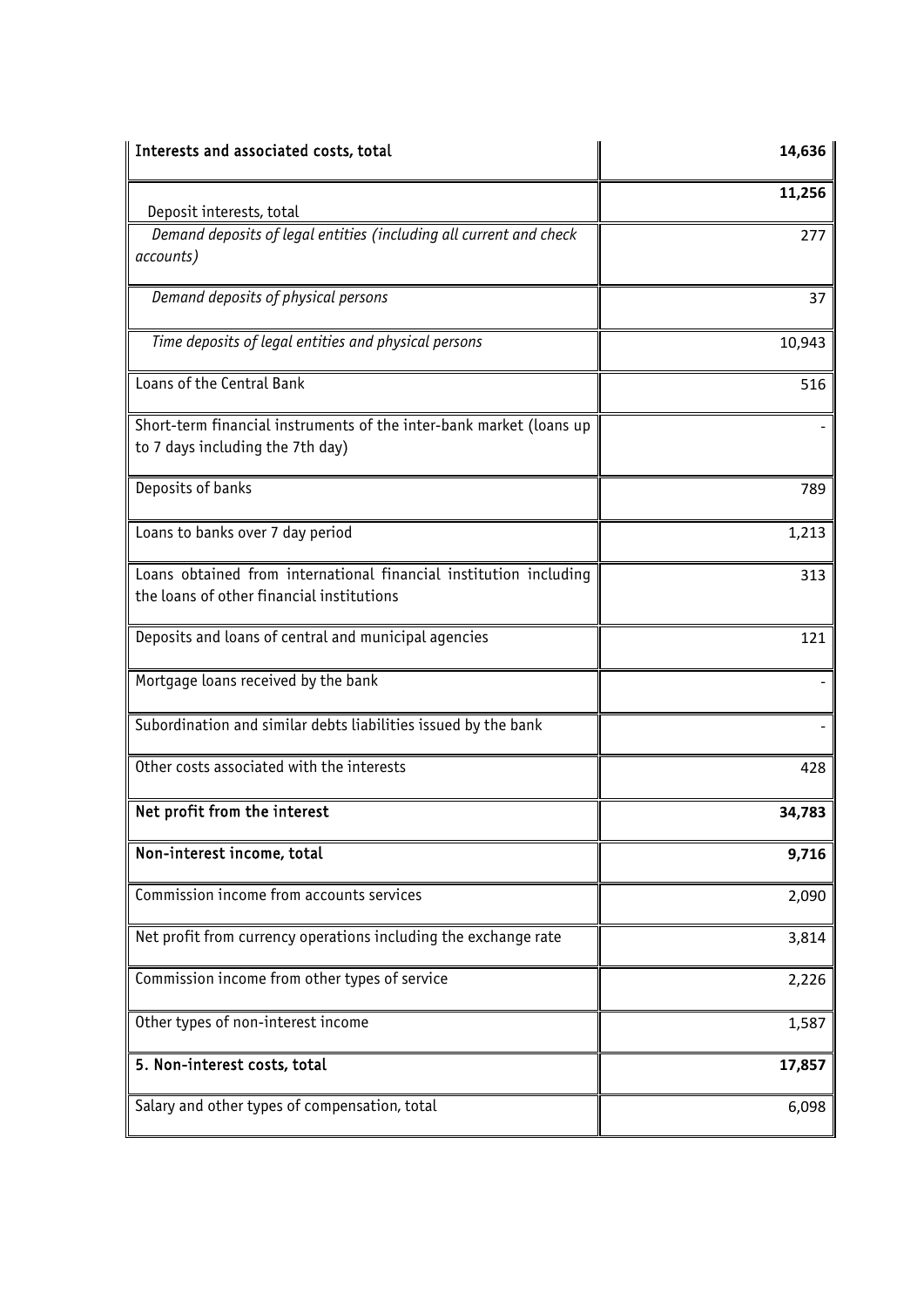| **Interests and associated costs, total** | **14,636** |
|---|---|
| Deposit interests, total | **11,256** |
| *Demand deposits of legal entities (including all current and check accounts)* | 277 |
| *Demand deposits of physical persons* | 37 |
| *Time deposits of legal entities and physical persons* | 10,943 |
| Loans of the Central Bank | 516 |
| Short-term financial instruments of the inter-bank market (loans up to 7 days including the 7th day) | - |
| Deposits of banks | 789 |
| Loans to banks over 7 day period | 1,213 |
| Loans obtained from international financial institution including the loans of other financial institutions | 313 |
| Deposits and loans of central and municipal agencies | 121 |
| Mortgage loans received by the bank | - |
| Subordination and similar debts liabilities issued by the bank | - |
| Other costs associated with the interests | 428 |
| **Net profit from the interest** | **34,783** |
| **Non-interest income, total** | **9,716** |
| Commission income from accounts services | 2,090 |
| Net profit from currency operations including the exchange rate | 3,814 |
| Commission income from other types of service | 2,226 |
| Other types of non-interest income | 1,587 |
| **5. Non-interest costs, total** | **17,857** |
| Salary and other types of compensation, total | 6,098 |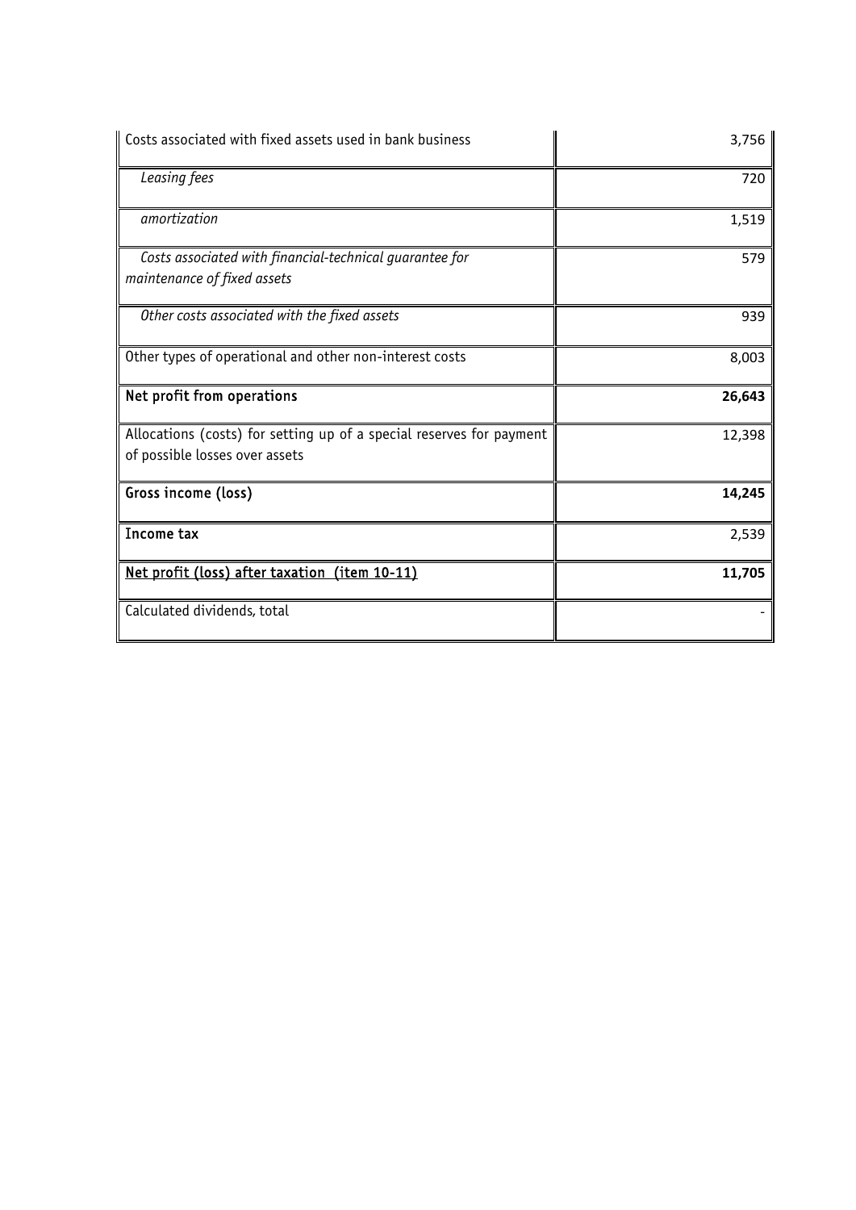| | |
|---|---|
| Costs associated with fixed assets used in bank business | 3,756 |
| *Leasing fees* | 720 |
| *amortization* | 1,519 |
| *Costs associated with financial-technical guarantee for maintenance of fixed assets* | 579 |
| *Other costs associated with the fixed assets* | 939 |
| Other types of operational and other non-interest costs | 8,003 |
| **Net profit from operations** | **26,643** |
| Allocations (costs) for setting up of a special reserves for payment of possible losses over assets | 12,398 |
| **Gross income (loss)** | **14,245** |
| Income tax | 2,539 |
| **Net profit (loss) after taxation (item 10-11)** | **11,705** |
| Calculated dividends, total | - |